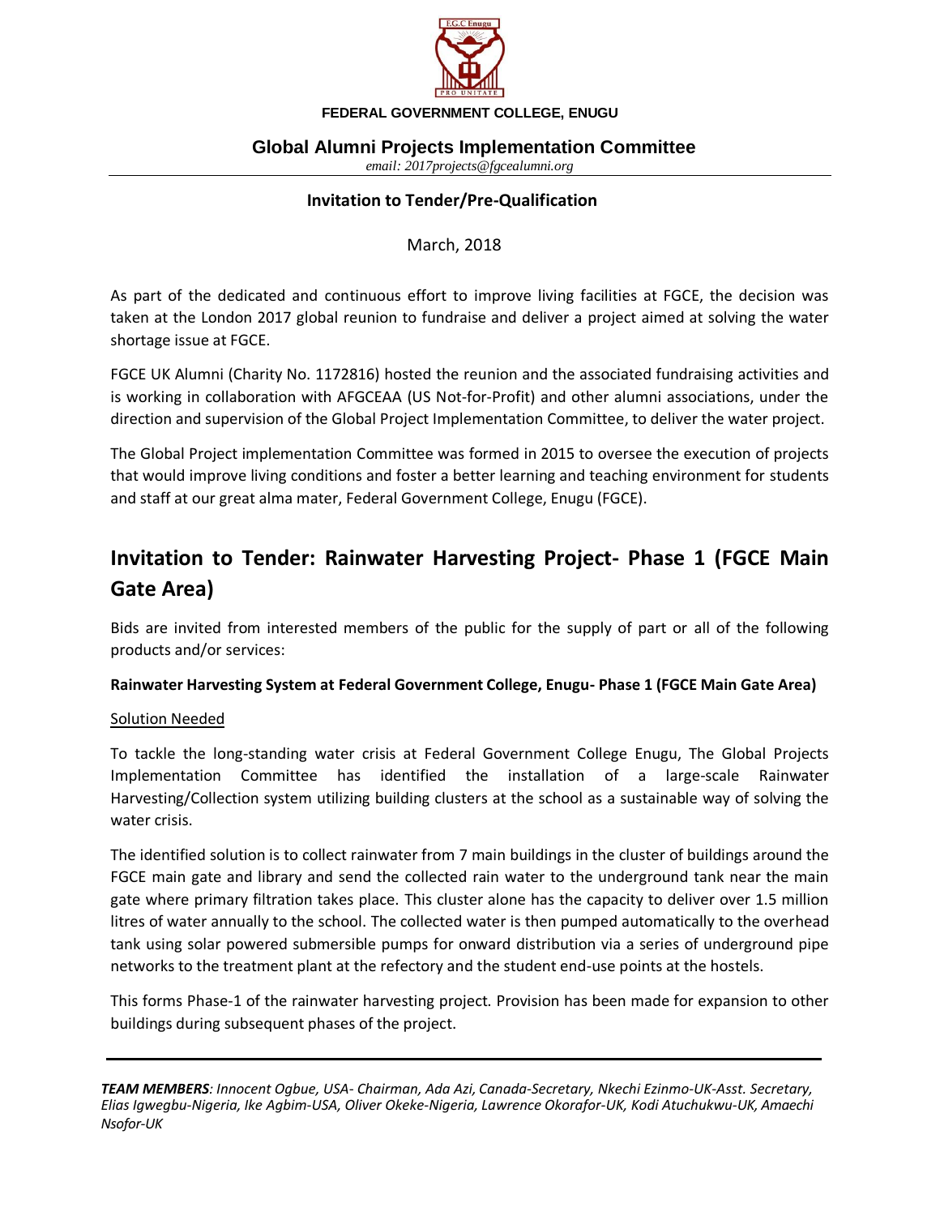**FEDERAL GOVERNMENT COLLEGE, ENUGU**

## Global Alumni Projects Implementation Committee

*email: 2017projects@fgcealumni.org*

**Invitation to Tender/Pre-Qualification**

March, 2018

As part of the dedicated and continuous effort to improve living facilities at FGCE, the decision was taken at the London 2017 global reunion to fundraise and deliver a project aimed at solving the water shortage issue at FGCE.

FGCE UK Alumni (Charity No. 1172816) hosted the reunion and the associated fundraising activities and is working in collaboration with AFGCEAA (US Not-for-Profit) and other alumni associations, under the direction and supervision of the Global Project Implementation Committee, to deliver the water project.

The Global Project implementation Committee was formed in 2015 to oversee the execution of projects that would improve living conditions and foster a better learning and teaching environment for students and staff at our great alma mater, Federal Government College, Enugu (FGCE).

# Invitation to Tender: Rainwater Harvesting Project- Phase 1 (FGCE Main Gate Area)

Bids are invited from interested members of the public for the supply of part or all of the following products and/or services:

**Rainwater Harvesting System at Federal Government College, Enugu- Phase 1 (FGCE Main Gate Area)**

Solution Needed

To tackle the long-standing water crisis at Federal Government College Enugu, The Global Projects Implementation Committee has identified the installation of a large-scale Rainwater Harvesting/Collection system utilizing building clusters at the school as a sustainable way of solving the water crisis.

The identified solution is to collect rainwater from 7 main buildings in the cluster of buildings around the FGCE main gate and library and send the collected rain water to the underground tank near the main gate where primary filtration takes place. This cluster alone has the capacity to deliver over 1.5 million litres of water annually to the school. The collected water is then pumped automatically to the overhead tank using solar powered submersible pumps for onward distribution via a series of underground pipe networks to the treatment plant at the refectory and the student end-use points at the hostels.

This forms Phase-1 of the rainwater harvesting project. Provision has been made for expansion to other buildings during subsequent phases of the project.

***TEAM MEMBERS****: Innocent Ogbue, USA- Chairman, Ada Azi, Canada-Secretary, Nkechi Ezinmo-UK-Asst. Secretary, Elias Igwegbu-Nigeria, Ike Agbim-USA, Oliver Okeke-Nigeria, Lawrence Okorafor-UK, Kodi Atuchukwu-UK, Amaechi Nsofor-UK*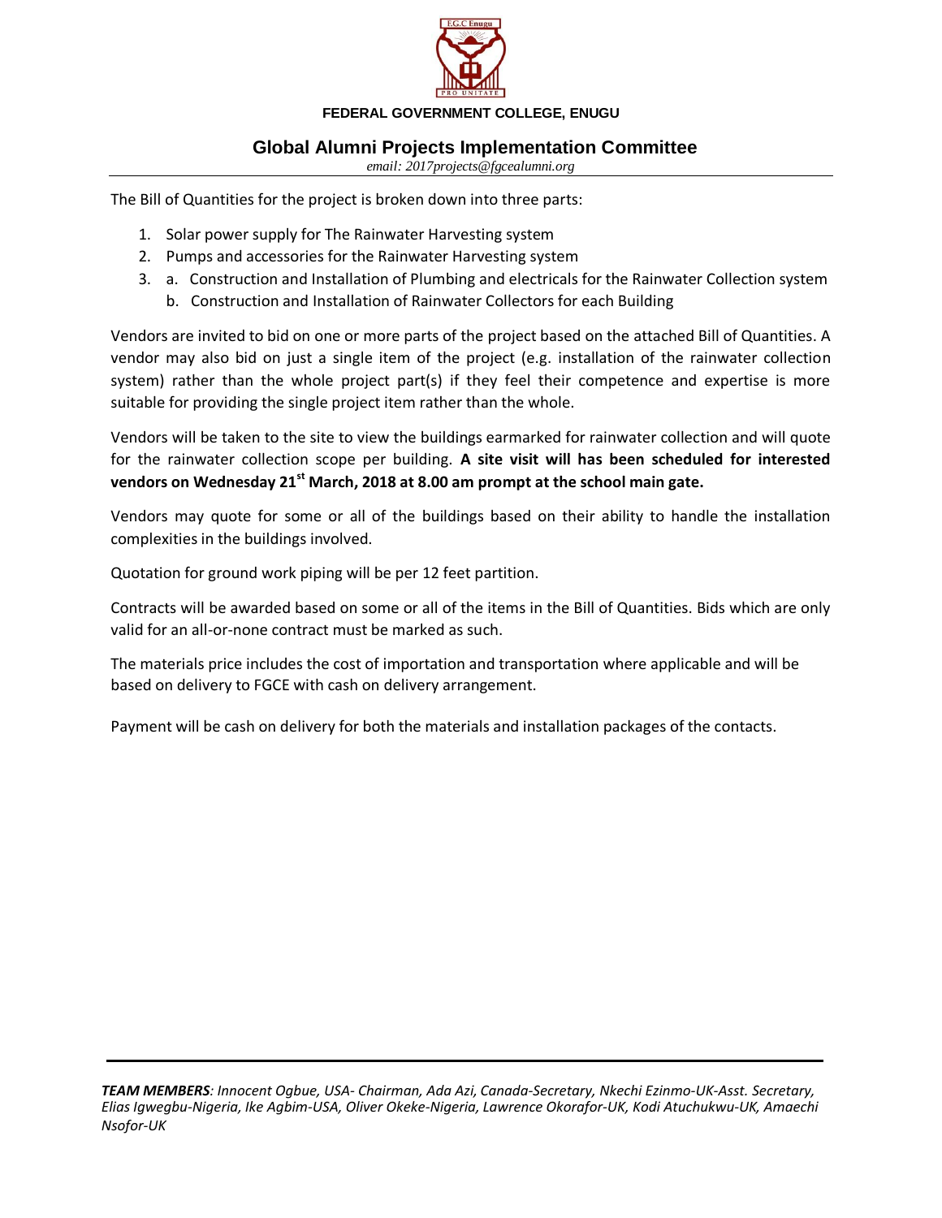**FEDERAL GOVERNMENT COLLEGE, ENUGU**

## Global Alumni Projects Implementation Committee

*email: 2017projects@fgcealumni.org*

The Bill of Quantities for the project is broken down into three parts:

1. Solar power supply for The Rainwater Harvesting system
2. Pumps and accessories for the Rainwater Harvesting system
3. a. Construction and Installation of Plumbing and electricals for the Rainwater Collection system
   b. Construction and Installation of Rainwater Collectors for each Building

Vendors are invited to bid on one or more parts of the project based on the attached Bill of Quantities. A vendor may also bid on just a single item of the project (e.g. installation of the rainwater collection system) rather than the whole project part(s) if they feel their competence and expertise is more suitable for providing the single project item rather than the whole.

Vendors will be taken to the site to view the buildings earmarked for rainwater collection and will quote for the rainwater collection scope per building. **A site visit will has been scheduled for interested vendors on Wednesday 21st March, 2018 at 8.00 am prompt at the school main gate.**

Vendors may quote for some or all of the buildings based on their ability to handle the installation complexities in the buildings involved.

Quotation for ground work piping will be per 12 feet partition.

Contracts will be awarded based on some or all of the items in the Bill of Quantities. Bids which are only valid for an all-or-none contract must be marked as such.

The materials price includes the cost of importation and transportation where applicable and will be based on delivery to FGCE with cash on delivery arrangement.

Payment will be cash on delivery for both the materials and installation packages of the contacts.

***TEAM MEMBERS****: Innocent Ogbue, USA- Chairman, Ada Azi, Canada-Secretary, Nkechi Ezinmo-UK-Asst. Secretary, Elias Igwegbu-Nigeria, Ike Agbim-USA, Oliver Okeke-Nigeria, Lawrence Okorafor-UK, Kodi Atuchukwu-UK, Amaechi Nsofor-UK*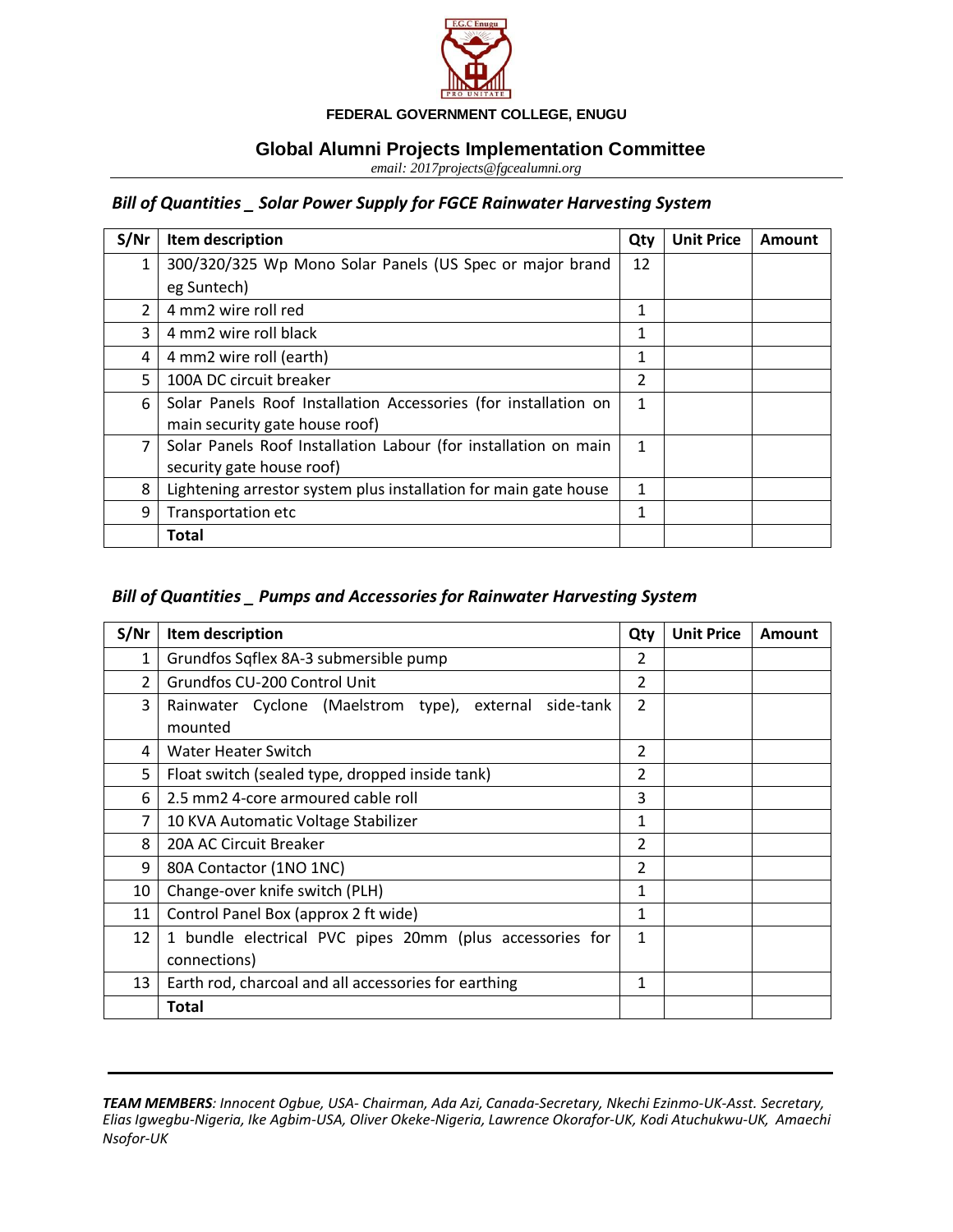FEDERAL GOVERNMENT COLLEGE, ENUGU

## Global Alumni Projects Implementation Committee

*email: 2017projects@fgcealumni.org*

### *Bill of Quantities _ Solar Power Supply for FGCE Rainwater Harvesting System*

| S/Nr | Item description | Qty | Unit Price | Amount |
|---|---|---|---|---|
| 1 | 300/320/325 Wp Mono Solar Panels (US Spec or major brand eg Suntech) | 12 | | |
| 2 | 4 mm2 wire roll red | 1 | | |
| 3 | 4 mm2 wire roll black | 1 | | |
| 4 | 4 mm2 wire roll (earth) | 1 | | |
| 5 | 100A DC circuit breaker | 2 | | |
| 6 | Solar Panels Roof Installation Accessories (for installation on main security gate house roof) | 1 | | |
| 7 | Solar Panels Roof Installation Labour (for installation on main security gate house roof) | 1 | | |
| 8 | Lightening arrestor system plus installation for main gate house | 1 | | |
| 9 | Transportation etc | 1 | | |
| | **Total** | | | |

### *Bill of Quantities _ Pumps and Accessories for Rainwater Harvesting System*

| S/Nr | Item description | Qty | Unit Price | Amount |
|---|---|---|---|---|
| 1 | Grundfos Sqflex 8A-3 submersible pump | 2 | | |
| 2 | Grundfos CU-200 Control Unit | 2 | | |
| 3 | Rainwater Cyclone (Maelstrom type), external side-tank mounted | 2 | | |
| 4 | Water Heater Switch | 2 | | |
| 5 | Float switch (sealed type, dropped inside tank) | 2 | | |
| 6 | 2.5 mm2 4-core armoured cable roll | 3 | | |
| 7 | 10 KVA Automatic Voltage Stabilizer | 1 | | |
| 8 | 20A AC Circuit Breaker | 2 | | |
| 9 | 80A Contactor (1NO 1NC) | 2 | | |
| 10 | Change-over knife switch (PLH) | 1 | | |
| 11 | Control Panel Box (approx 2 ft wide) | 1 | | |
| 12 | 1 bundle electrical PVC pipes 20mm (plus accessories for connections) | 1 | | |
| 13 | Earth rod, charcoal and all accessories for earthing | 1 | | |
| | **Total** | | | |

***TEAM MEMBERS**: Innocent Ogbue, USA- Chairman, Ada Azi, Canada-Secretary, Nkechi Ezinmo-UK-Asst. Secretary, Elias Igwegbu-Nigeria, Ike Agbim-USA, Oliver Okeke-Nigeria, Lawrence Okorafor-UK, Kodi Atuchukwu-UK, Amaechi Nsofor-UK*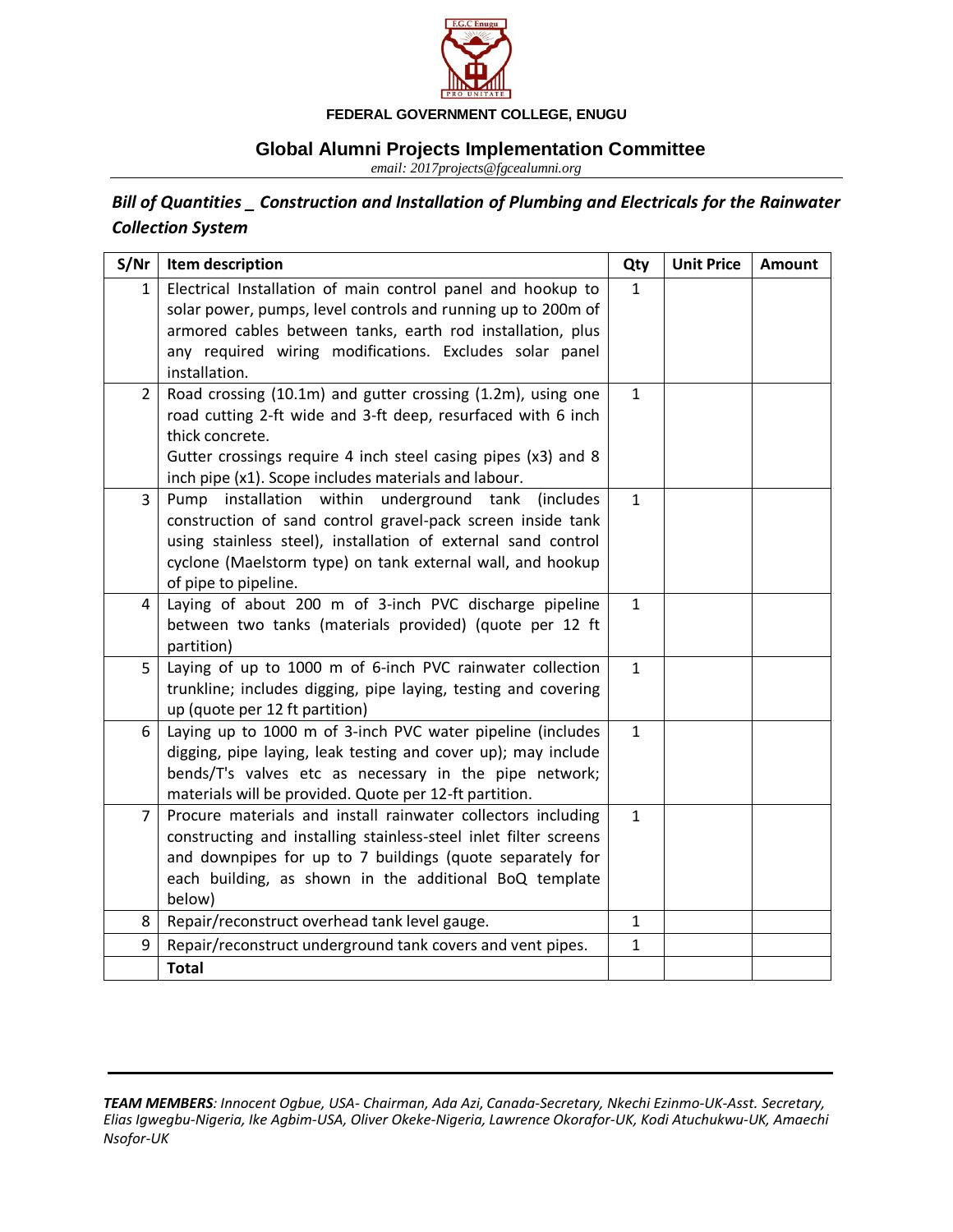**FEDERAL GOVERNMENT COLLEGE, ENUGU**

## Global Alumni Projects Implementation Committee

*email: 2017projects@fgcealumni.org*

### *Bill of Quantities _ Construction and Installation of Plumbing and Electricals for the Rainwater Collection System*

| S/Nr | Item description | Qty | Unit Price | Amount |
|---|---|---|---|---|
| 1 | Electrical Installation of main control panel and hookup to solar power, pumps, level controls and running up to 200m of armored cables between tanks, earth rod installation, plus any required wiring modifications. Excludes solar panel installation. | 1 | | |
| 2 | Road crossing (10.1m) and gutter crossing (1.2m), using one road cutting 2-ft wide and 3-ft deep, resurfaced with 6 inch thick concrete. Gutter crossings require 4 inch steel casing pipes (x3) and 8 inch pipe (x1). Scope includes materials and labour. | 1 | | |
| 3 | Pump installation within underground tank (includes construction of sand control gravel-pack screen inside tank using stainless steel), installation of external sand control cyclone (Maelstorm type) on tank external wall, and hookup of pipe to pipeline. | 1 | | |
| 4 | Laying of about 200 m of 3-inch PVC discharge pipeline between two tanks (materials provided) (quote per 12 ft partition) | 1 | | |
| 5 | Laying of up to 1000 m of 6-inch PVC rainwater collection trunkline; includes digging, pipe laying, testing and covering up (quote per 12 ft partition) | 1 | | |
| 6 | Laying up to 1000 m of 3-inch PVC water pipeline (includes digging, pipe laying, leak testing and cover up); may include bends/T's valves etc as necessary in the pipe network; materials will be provided. Quote per 12-ft partition. | 1 | | |
| 7 | Procure materials and install rainwater collectors including constructing and installing stainless-steel inlet filter screens and downpipes for up to 7 buildings (quote separately for each building, as shown in the additional BoQ template below) | 1 | | |
| 8 | Repair/reconstruct overhead tank level gauge. | 1 | | |
| 9 | Repair/reconstruct underground tank covers and vent pipes. | 1 | | |
| | **Total** | | | |

***TEAM MEMBERS**: Innocent Ogbue, USA- Chairman, Ada Azi, Canada-Secretary, Nkechi Ezinmo-UK-Asst. Secretary, Elias Igwegbu-Nigeria, Ike Agbim-USA, Oliver Okeke-Nigeria, Lawrence Okorafor-UK, Kodi Atuchukwu-UK, Amaechi Nsofor-UK*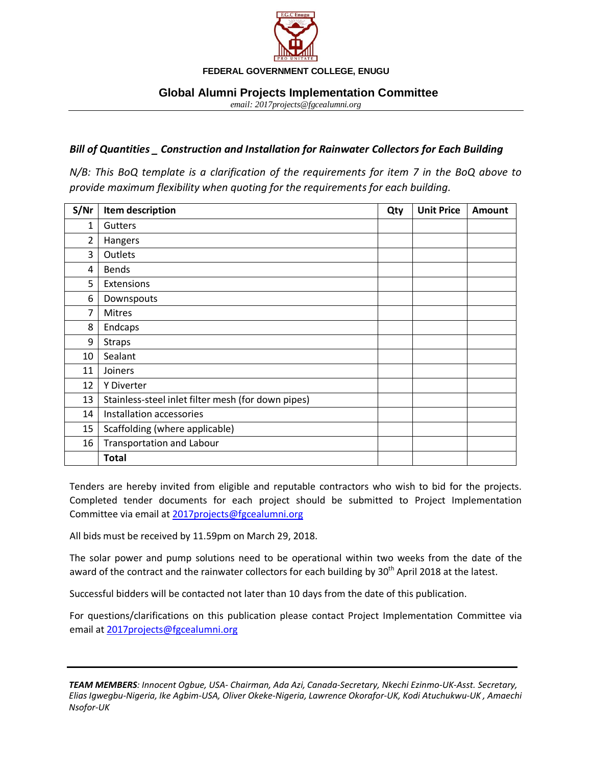**FEDERAL GOVERNMENT COLLEGE, ENUGU**

## Global Alumni Projects Implementation Committee

*email: 2017projects@fgcealumni.org*

### *Bill of Quantities _ Construction and Installation for Rainwater Collectors for Each Building*

*N/B: This BoQ template is a clarification of the requirements for item 7 in the BoQ above to provide maximum flexibility when quoting for the requirements for each building.*

| S/Nr | Item description | Qty | Unit Price | Amount |
|---|---|---|---|---|
| 1 | Gutters | | | |
| 2 | Hangers | | | |
| 3 | Outlets | | | |
| 4 | Bends | | | |
| 5 | Extensions | | | |
| 6 | Downspouts | | | |
| 7 | Mitres | | | |
| 8 | Endcaps | | | |
| 9 | Straps | | | |
| 10 | Sealant | | | |
| 11 | Joiners | | | |
| 12 | Y Diverter | | | |
| 13 | Stainless-steel inlet filter mesh (for down pipes) | | | |
| 14 | Installation accessories | | | |
| 15 | Scaffolding (where applicable) | | | |
| 16 | Transportation and Labour | | | |
| | **Total** | | | |

Tenders are hereby invited from eligible and reputable contractors who wish to bid for the projects. Completed tender documents for each project should be submitted to Project Implementation Committee via email at 2017projects@fgcealumni.org

All bids must be received by 11.59pm on March 29, 2018.

The solar power and pump solutions need to be operational within two weeks from the date of the award of the contract and the rainwater collectors for each building by 30th April 2018 at the latest.

Successful bidders will be contacted not later than 10 days from the date of this publication.

For questions/clarifications on this publication please contact Project Implementation Committee via email at 2017projects@fgcealumni.org

***TEAM MEMBERS**: Innocent Ogbue, USA- Chairman, Ada Azi, Canada-Secretary, Nkechi Ezinmo-UK-Asst. Secretary, Elias Igwegbu-Nigeria, Ike Agbim-USA, Oliver Okeke-Nigeria, Lawrence Okorafor-UK, Kodi Atuchukwu-UK , Amaechi Nsofor-UK*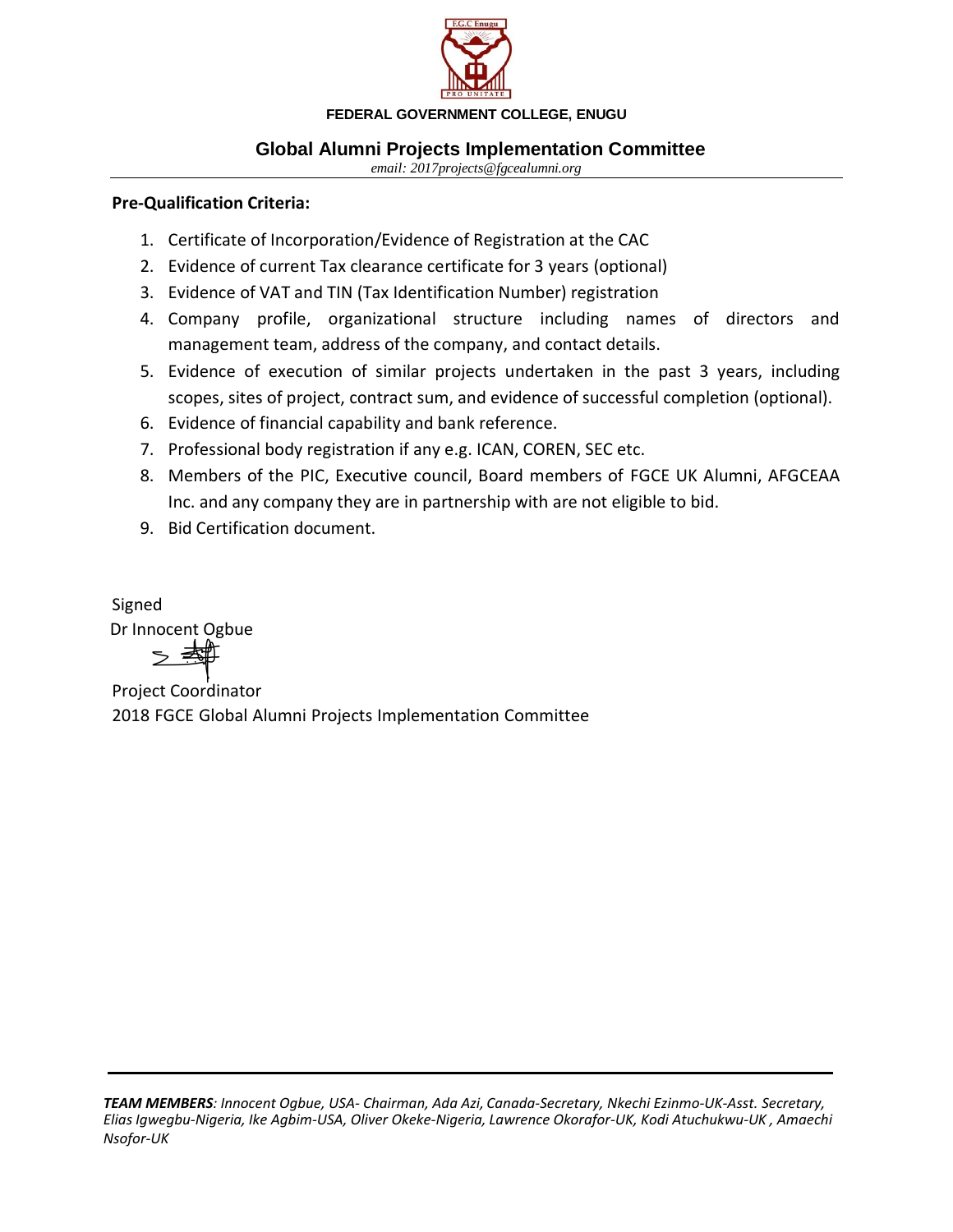FEDERAL GOVERNMENT COLLEGE, ENUGU

## Global Alumni Projects Implementation Committee

*email: 2017projects@fgcealumni.org*

**Pre-Qualification Criteria:**

1. Certificate of Incorporation/Evidence of Registration at the CAC
2. Evidence of current Tax clearance certificate for 3 years (optional)
3. Evidence of VAT and TIN (Tax Identification Number) registration
4. Company profile, organizational structure including names of directors and management team, address of the company, and contact details.
5. Evidence of execution of similar projects undertaken in the past 3 years, including scopes, sites of project, contract sum, and evidence of successful completion (optional).
6. Evidence of financial capability and bank reference.
7. Professional body registration if any e.g. ICAN, COREN, SEC etc.
8. Members of the PIC, Executive council, Board members of FGCE UK Alumni, AFGCEAA Inc. and any company they are in partnership with are not eligible to bid.
9. Bid Certification document.

Signed

Dr Innocent Ogbue

Project Coordinator

2018 FGCE Global Alumni Projects Implementation Committee

***TEAM MEMBERS**: Innocent Ogbue, USA- Chairman, Ada Azi, Canada-Secretary, Nkechi Ezinmo-UK-Asst. Secretary, Elias Igwegbu-Nigeria, Ike Agbim-USA, Oliver Okeke-Nigeria, Lawrence Okorafor-UK, Kodi Atuchukwu-UK , Amaechi Nsofor-UK*